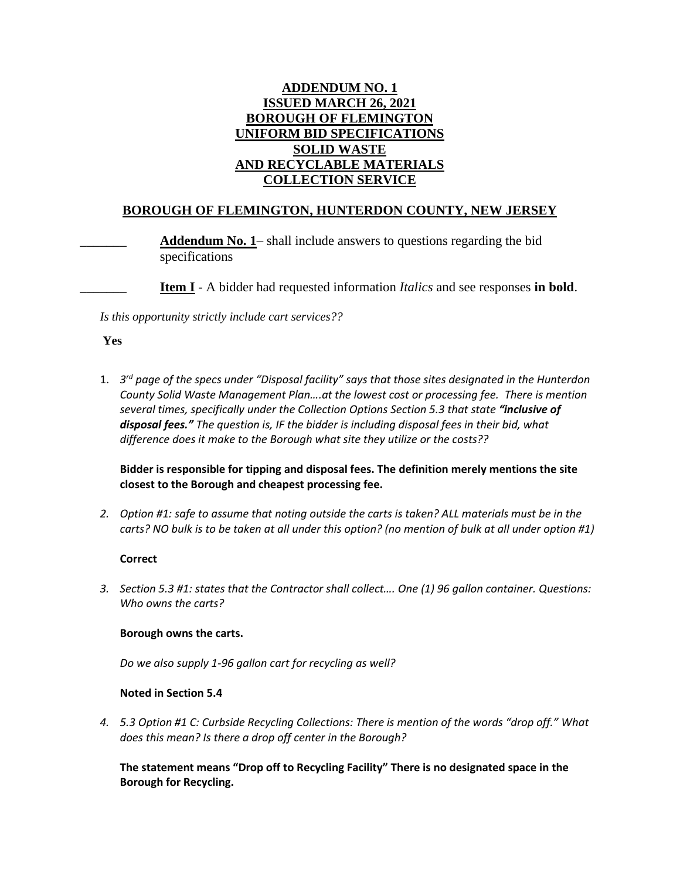# ADDENDUM NO. 1
# ISSUED MARCH 26, 2021
# BOROUGH OF FLEMINGTON
# UNIFORM BID SPECIFICATIONS
# SOLID WASTE
# AND RECYCLABLE MATERIALS
# COLLECTION SERVICE

## BOROUGH OF FLEMINGTON, HUNTERDON COUNTY, NEW JERSEY

_______ **Addendum No. 1**– shall include answers to questions regarding the bid specifications

_______ **Item I** - A bidder had requested information *Italics* and see responses **in bold**.

*Is this opportunity strictly include cart services??*

**Yes**

1. *3rd page of the specs under "Disposal facility" says that those sites designated in the Hunterdon County Solid Waste Management Plan….at the lowest cost or processing fee. There is mention several times, specifically under the Collection Options Section 5.3 that state **"inclusive of disposal fees."** The question is, IF the bidder is including disposal fees in their bid, what difference does it make to the Borough what site they utilize or the costs??*

   **Bidder is responsible for tipping and disposal fees. The definition merely mentions the site closest to the Borough and cheapest processing fee.**

2. *Option #1: safe to assume that noting outside the carts is taken? ALL materials must be in the carts? NO bulk is to be taken at all under this option? (no mention of bulk at all under option #1)*

   **Correct**

3. *Section 5.3 #1: states that the Contractor shall collect…. One (1) 96 gallon container. Questions: Who owns the carts?*

   **Borough owns the carts.**

   *Do we also supply 1-96 gallon cart for recycling as well?*

   **Noted in Section 5.4**

4. *5.3 Option #1 C: Curbside Recycling Collections: There is mention of the words "drop off." What does this mean? Is there a drop off center in the Borough?*

   **The statement means "Drop off to Recycling Facility" There is no designated space in the Borough for Recycling.**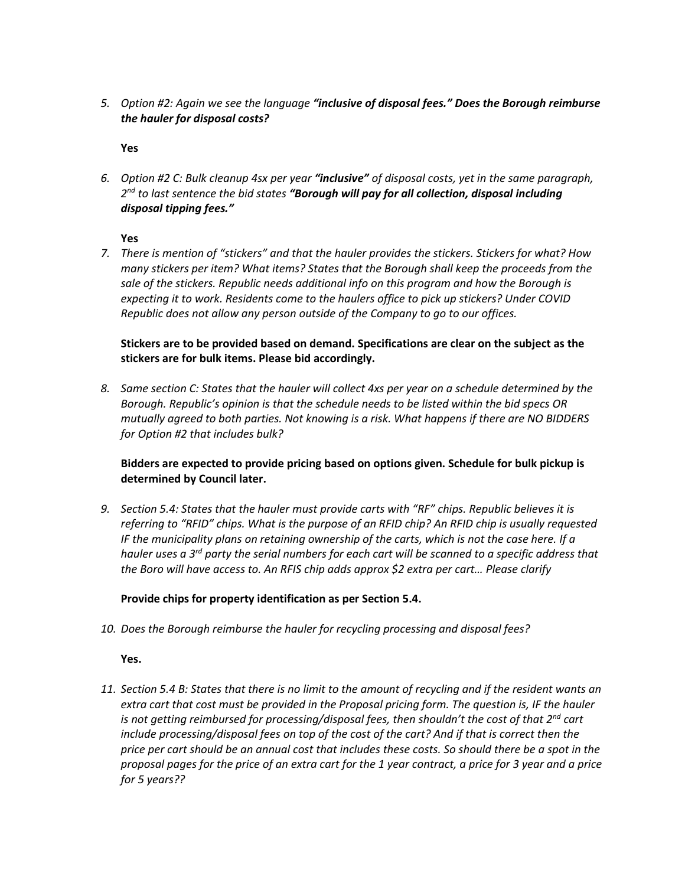5. *Option #2: Again we see the language **"inclusive of disposal fees." Does the Borough reimburse the hauler for disposal costs?***

   **Yes**

6. *Option #2 C: Bulk cleanup 4sx per year **"inclusive"** of disposal costs, yet in the same paragraph, 2nd to last sentence the bid states **"Borough will pay for all collection, disposal including disposal tipping fees."***

   **Yes**

7. *There is mention of "stickers" and that the hauler provides the stickers. Stickers for what? How many stickers per item? What items? States that the Borough shall keep the proceeds from the sale of the stickers. Republic needs additional info on this program and how the Borough is expecting it to work. Residents come to the haulers office to pick up stickers? Under COVID Republic does not allow any person outside of the Company to go to our offices.*

   **Stickers are to be provided based on demand. Specifications are clear on the subject as the stickers are for bulk items. Please bid accordingly.**

8. *Same section C: States that the hauler will collect 4xs per year on a schedule determined by the Borough. Republic's opinion is that the schedule needs to be listed within the bid specs OR mutually agreed to both parties. Not knowing is a risk. What happens if there are NO BIDDERS for Option #2 that includes bulk?*

   **Bidders are expected to provide pricing based on options given. Schedule for bulk pickup is determined by Council later.**

9. *Section 5.4: States that the hauler must provide carts with "RF" chips. Republic believes it is referring to "RFID" chips. What is the purpose of an RFID chip? An RFID chip is usually requested IF the municipality plans on retaining ownership of the carts, which is not the case here. If a hauler uses a 3rd party the serial numbers for each cart will be scanned to a specific address that the Boro will have access to. An RFIS chip adds approx $2 extra per cart… Please clarify*

   **Provide chips for property identification as per Section 5.4.**

10. *Does the Borough reimburse the hauler for recycling processing and disposal fees?*

    **Yes.**

11. *Section 5.4 B: States that there is no limit to the amount of recycling and if the resident wants an extra cart that cost must be provided in the Proposal pricing form. The question is, IF the hauler is not getting reimbursed for processing/disposal fees, then shouldn't the cost of that 2nd cart include processing/disposal fees on top of the cost of the cart? And if that is correct then the price per cart should be an annual cost that includes these costs. So should there be a spot in the proposal pages for the price of an extra cart for the 1 year contract, a price for 3 year and a price for 5 years??*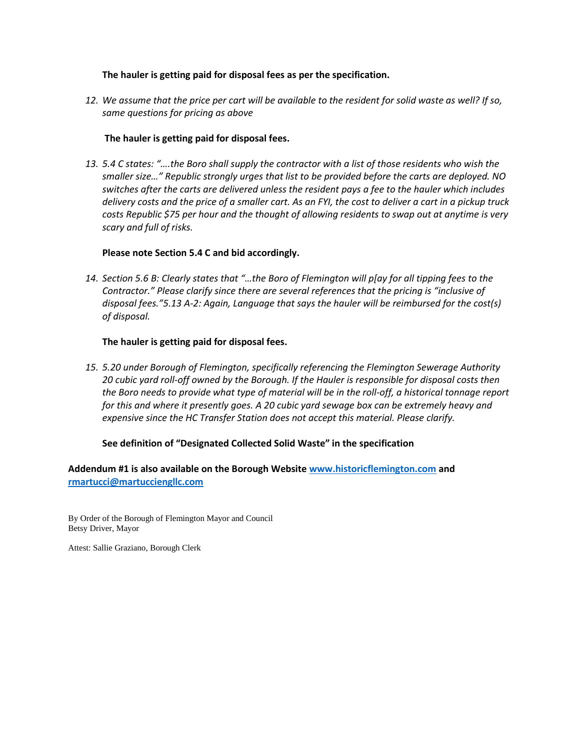**The hauler is getting paid for disposal fees as per the specification.**

12. *We assume that the price per cart will be available to the resident for solid waste as well? If so, same questions for pricing as above*

    **The hauler is getting paid for disposal fees.**

13. *5.4 C states: "….the Boro shall supply the contractor with a list of those residents who wish the smaller size…" Republic strongly urges that list to be provided before the carts are deployed. NO switches after the carts are delivered unless the resident pays a fee to the hauler which includes delivery costs and the price of a smaller cart. As an FYI, the cost to deliver a cart in a pickup truck costs Republic $75 per hour and the thought of allowing residents to swap out at anytime is very scary and full of risks.*

    **Please note Section 5.4 C and bid accordingly.**

14. *Section 5.6 B: Clearly states that "…the Boro of Flemington will p[ay for all tipping fees to the Contractor." Please clarify since there are several references that the pricing is "inclusive of disposal fees."5.13 A-2: Again, Language that says the hauler will be reimbursed for the cost(s) of disposal.*

    **The hauler is getting paid for disposal fees.**

15. *5.20 under Borough of Flemington, specifically referencing the Flemington Sewerage Authority 20 cubic yard roll-off owned by the Borough. If the Hauler is responsible for disposal costs then the Boro needs to provide what type of material will be in the roll-off, a historical tonnage report for this and where it presently goes. A 20 cubic yard sewage box can be extremely heavy and expensive since the HC Transfer Station does not accept this material. Please clarify.*

    **See definition of "Designated Collected Solid Waste" in the specification**

**Addendum #1 is also available on the Borough Website [www.historicflemington.com](http://www.historicflemington.com) and [rmartucci@martucciengllc.com](mailto:rmartucci@martucciengllc.com)**

By Order of the Borough of Flemington Mayor and Council
Betsy Driver, Mayor

Attest: Sallie Graziano, Borough Clerk